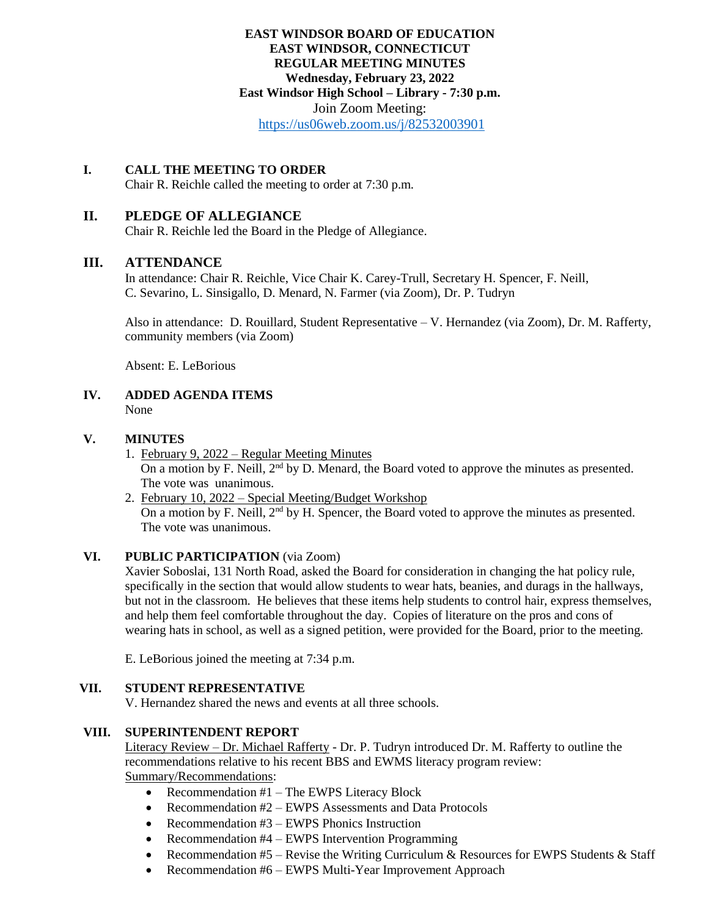**EAST WINDSOR BOARD OF EDUCATION**
**EAST WINDSOR, CONNECTICUT**
**REGULAR MEETING MINUTES**
**Wednesday, February 23, 2022**
**East Windsor High School – Library - 7:30 p.m.**
Join Zoom Meeting:
https://us06web.zoom.us/j/82532003901

## I. CALL THE MEETING TO ORDER

Chair R. Reichle called the meeting to order at 7:30 p.m.

## II. PLEDGE OF ALLEGIANCE

Chair R. Reichle led the Board in the Pledge of Allegiance.

## III. ATTENDANCE

In attendance: Chair R. Reichle, Vice Chair K. Carey-Trull, Secretary H. Spencer, F. Neill, C. Sevarino, L. Sinsigallo, D. Menard, N. Farmer (via Zoom), Dr. P. Tudryn

Also in attendance: D. Rouillard, Student Representative – V. Hernandez (via Zoom), Dr. M. Rafferty, community members (via Zoom)

Absent: E. LeBorious

## IV. ADDED AGENDA ITEMS

None

## V. MINUTES

1. February 9, 2022 – Regular Meeting Minutes
   On a motion by F. Neill, 2nd by D. Menard, the Board voted to approve the minutes as presented. The vote was unanimous.
2. February 10, 2022 – Special Meeting/Budget Workshop
   On a motion by F. Neill, 2nd by H. Spencer, the Board voted to approve the minutes as presented. The vote was unanimous.

## VI. PUBLIC PARTICIPATION (via Zoom)

Xavier Soboslai, 131 North Road, asked the Board for consideration in changing the hat policy rule, specifically in the section that would allow students to wear hats, beanies, and durags in the hallways, but not in the classroom. He believes that these items help students to control hair, express themselves, and help them feel comfortable throughout the day. Copies of literature on the pros and cons of wearing hats in school, as well as a signed petition, were provided for the Board, prior to the meeting.

E. LeBorious joined the meeting at 7:34 p.m.

## VII. STUDENT REPRESENTATIVE

V. Hernandez shared the news and events at all three schools.

## VIII. SUPERINTENDENT REPORT

Literacy Review – Dr. Michael Rafferty - Dr. P. Tudryn introduced Dr. M. Rafferty to outline the recommendations relative to his recent BBS and EWMS literacy program review:
Summary/Recommendations:

- Recommendation #1 – The EWPS Literacy Block
- Recommendation #2 – EWPS Assessments and Data Protocols
- Recommendation #3 – EWPS Phonics Instruction
- Recommendation #4 – EWPS Intervention Programming
- Recommendation #5 – Revise the Writing Curriculum & Resources for EWPS Students & Staff
- Recommendation #6 – EWPS Multi-Year Improvement Approach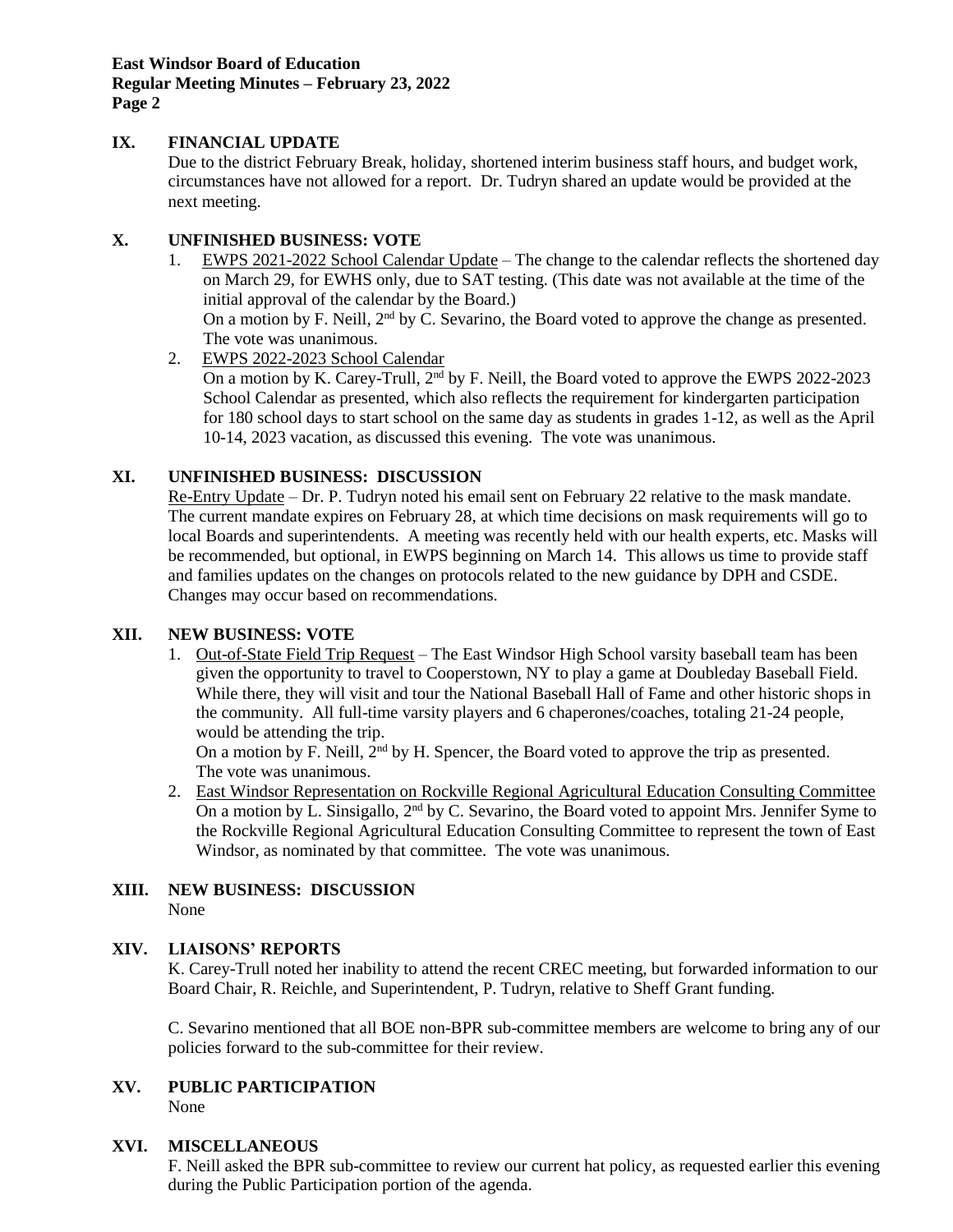## IX. FINANCIAL UPDATE

Due to the district February Break, holiday, shortened interim business staff hours, and budget work, circumstances have not allowed for a report. Dr. Tudryn shared an update would be provided at the next meeting.

## X. UNFINISHED BUSINESS: VOTE

1. EWPS 2021-2022 School Calendar Update – The change to the calendar reflects the shortened day on March 29, for EWHS only, due to SAT testing. (This date was not available at the time of the initial approval of the calendar by the Board.)
   On a motion by F. Neill, 2nd by C. Sevarino, the Board voted to approve the change as presented. The vote was unanimous.
2. EWPS 2022-2023 School Calendar
   On a motion by K. Carey-Trull, 2nd by F. Neill, the Board voted to approve the EWPS 2022-2023 School Calendar as presented, which also reflects the requirement for kindergarten participation for 180 school days to start school on the same day as students in grades 1-12, as well as the April 10-14, 2023 vacation, as discussed this evening. The vote was unanimous.

## XI. UNFINISHED BUSINESS: DISCUSSION

Re-Entry Update – Dr. P. Tudryn noted his email sent on February 22 relative to the mask mandate. The current mandate expires on February 28, at which time decisions on mask requirements will go to local Boards and superintendents. A meeting was recently held with our health experts, etc. Masks will be recommended, but optional, in EWPS beginning on March 14. This allows us time to provide staff and families updates on the changes on protocols related to the new guidance by DPH and CSDE. Changes may occur based on recommendations.

## XII. NEW BUSINESS: VOTE

1. Out-of-State Field Trip Request – The East Windsor High School varsity baseball team has been given the opportunity to travel to Cooperstown, NY to play a game at Doubleday Baseball Field. While there, they will visit and tour the National Baseball Hall of Fame and other historic shops in the community. All full-time varsity players and 6 chaperones/coaches, totaling 21-24 people, would be attending the trip.
   On a motion by F. Neill, 2nd by H. Spencer, the Board voted to approve the trip as presented. The vote was unanimous.
2. East Windsor Representation on Rockville Regional Agricultural Education Consulting Committee
   On a motion by L. Sinsigallo, 2nd by C. Sevarino, the Board voted to appoint Mrs. Jennifer Syme to the Rockville Regional Agricultural Education Consulting Committee to represent the town of East Windsor, as nominated by that committee. The vote was unanimous.

## XIII. NEW BUSINESS: DISCUSSION

None

## XIV. LIAISONS' REPORTS

K. Carey-Trull noted her inability to attend the recent CREC meeting, but forwarded information to our Board Chair, R. Reichle, and Superintendent, P. Tudryn, relative to Sheff Grant funding.

C. Sevarino mentioned that all BOE non-BPR sub-committee members are welcome to bring any of our policies forward to the sub-committee for their review.

## XV. PUBLIC PARTICIPATION

None

## XVI. MISCELLANEOUS

F. Neill asked the BPR sub-committee to review our current hat policy, as requested earlier this evening during the Public Participation portion of the agenda.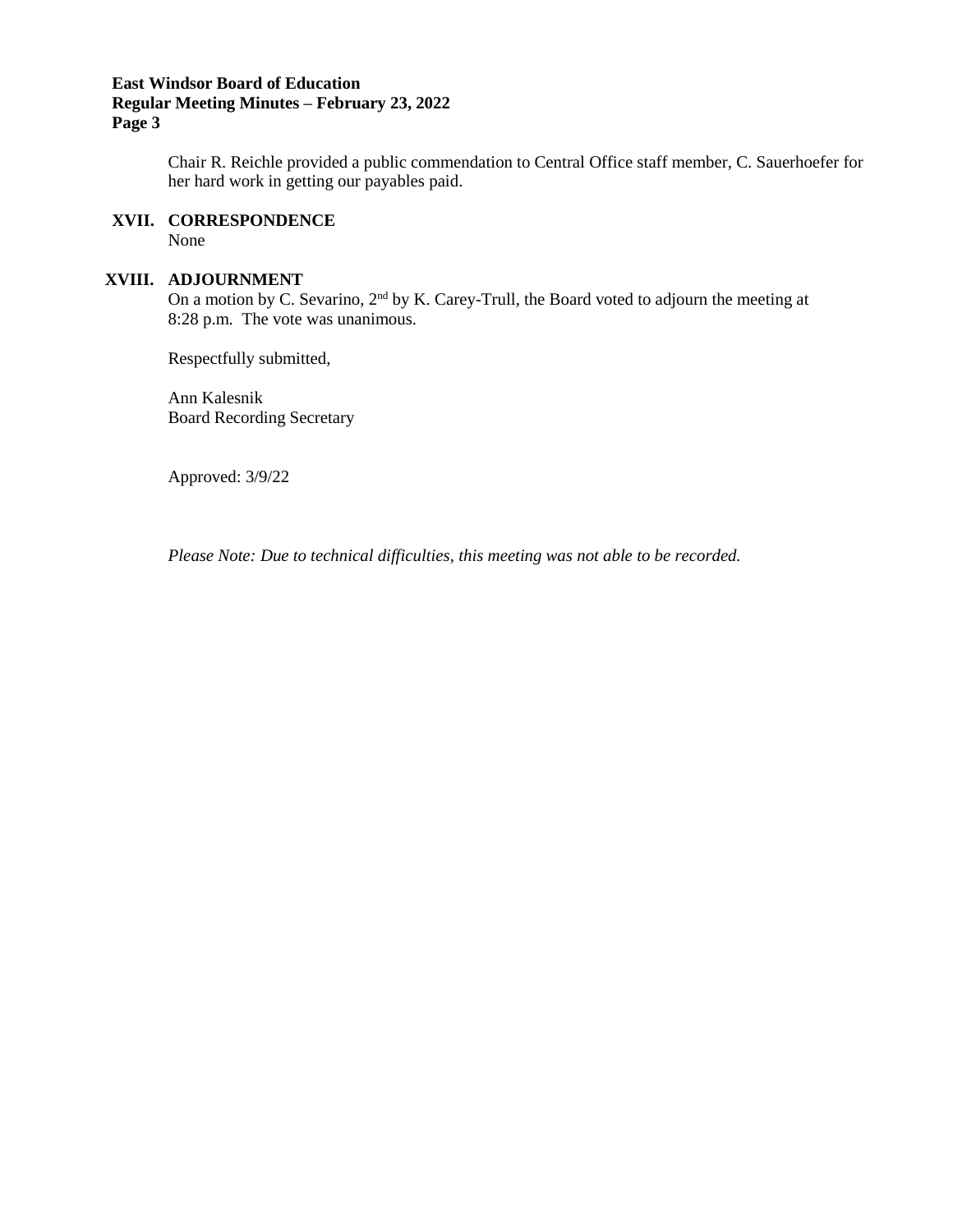Chair R. Reichle provided a public commendation to Central Office staff member, C. Sauerhoefer for her hard work in getting our payables paid.

## XVII. CORRESPONDENCE

None

## XVIII. ADJOURNMENT

On a motion by C. Sevarino, 2nd by K. Carey-Trull, the Board voted to adjourn the meeting at 8:28 p.m. The vote was unanimous.

Respectfully submitted,

Ann Kalesnik
Board Recording Secretary

Approved: 3/9/22

*Please Note: Due to technical difficulties, this meeting was not able to be recorded.*